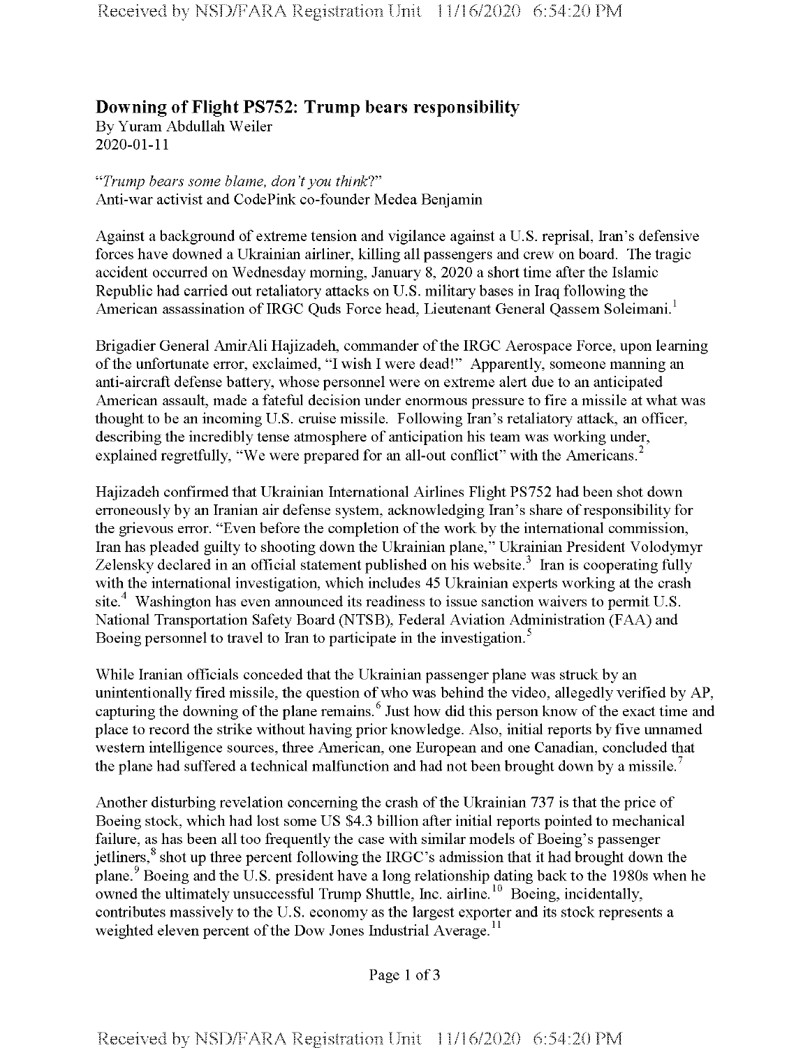## Downing of Flight PS752: Trump bears responsibility

By Yuram Abdullah Weiler
2020-01-11

*"Trump bears some blame, don't you think?"*
Anti-war activist and CodePink co-founder Medea Benjamin

Against a background of extreme tension and vigilance against a U.S. reprisal, Iran's defensive forces have downed a Ukrainian airliner, killing all passengers and crew on board. The tragic accident occurred on Wednesday morning, January 8, 2020 a short time after the Islamic Republic had carried out retaliatory attacks on U.S. military bases in Iraq following the American assassination of IRGC Quds Force head, Lieutenant General Qassem Soleimani.[1]

Brigadier General AmirAli Hajizadeh, commander of the IRGC Aerospace Force, upon learning of the unfortunate error, exclaimed, "I wish I were dead!" Apparently, someone manning an anti-aircraft defense battery, whose personnel were on extreme alert due to an anticipated American assault, made a fateful decision under enormous pressure to fire a missile at what was thought to be an incoming U.S. cruise missile. Following Iran's retaliatory attack, an officer, describing the incredibly tense atmosphere of anticipation his team was working under, explained regretfully, "We were prepared for an all-out conflict" with the Americans.[2]

Hajizadeh confirmed that Ukrainian International Airlines Flight PS752 had been shot down erroneously by an Iranian air defense system, acknowledging Iran's share of responsibility for the grievous error. "Even before the completion of the work by the international commission, Iran has pleaded guilty to shooting down the Ukrainian plane," Ukrainian President Volodymyr Zelensky declared in an official statement published on his website.[3] Iran is cooperating fully with the international investigation, which includes 45 Ukrainian experts working at the crash site.[4] Washington has even announced its readiness to issue sanction waivers to permit U.S. National Transportation Safety Board (NTSB), Federal Aviation Administration (FAA) and Boeing personnel to travel to Iran to participate in the investigation.[5]

While Iranian officials conceded that the Ukrainian passenger plane was struck by an unintentionally fired missile, the question of who was behind the video, allegedly verified by AP, capturing the downing of the plane remains.[6] Just how did this person know of the exact time and place to record the strike without having prior knowledge. Also, initial reports by five unnamed western intelligence sources, three American, one European and one Canadian, concluded that the plane had suffered a technical malfunction and had not been brought down by a missile.[7]

Another disturbing revelation concerning the crash of the Ukrainian 737 is that the price of Boeing stock, which had lost some US $4.3 billion after initial reports pointed to mechanical failure, as has been all too frequently the case with similar models of Boeing's passenger jetliners,[8] shot up three percent following the IRGC's admission that it had brought down the plane.[9] Boeing and the U.S. president have a long relationship dating back to the 1980s when he owned the ultimately unsuccessful Trump Shuttle, Inc. airline.[10] Boeing, incidentally, contributes massively to the U.S. economy as the largest exporter and its stock represents a weighted eleven percent of the Dow Jones Industrial Average.[11]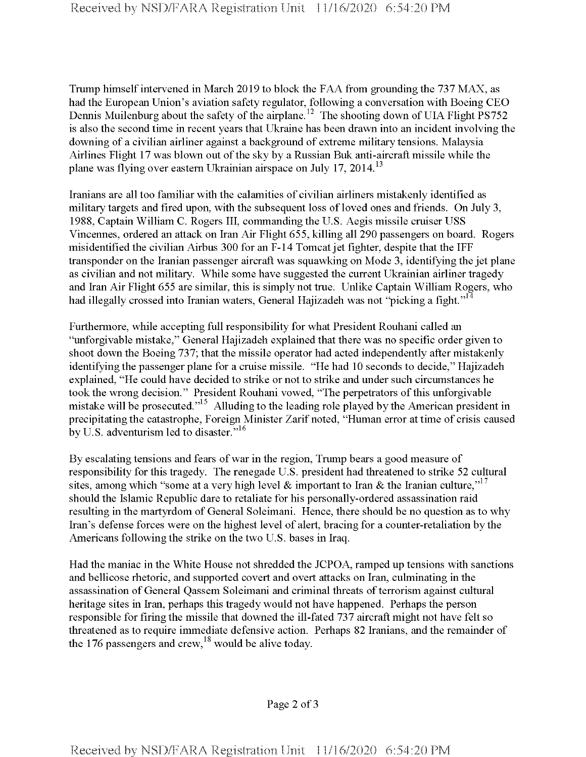Trump himself intervened in March 2019 to block the FAA from grounding the 737 MAX, as had the European Union's aviation safety regulator, following a conversation with Boeing CEO Dennis Muilenburg about the safety of the airplane.[12] The shooting down of UIA Flight PS752 is also the second time in recent years that Ukraine has been drawn into an incident involving the downing of a civilian airliner against a background of extreme military tensions. Malaysia Airlines Flight 17 was blown out of the sky by a Russian Buk anti-aircraft missile while the plane was flying over eastern Ukrainian airspace on July 17, 2014.[13]

Iranians are all too familiar with the calamities of civilian airliners mistakenly identified as military targets and fired upon, with the subsequent loss of loved ones and friends. On July 3, 1988, Captain William C. Rogers III, commanding the U.S. Aegis missile cruiser USS Vincennes, ordered an attack on Iran Air Flight 655, killing all 290 passengers on board. Rogers misidentified the civilian Airbus 300 for an F-14 Tomcat jet fighter, despite that the IFF transponder on the Iranian passenger aircraft was squawking on Mode 3, identifying the jet plane as civilian and not military. While some have suggested the current Ukrainian airliner tragedy and Iran Air Flight 655 are similar, this is simply not true. Unlike Captain William Rogers, who had illegally crossed into Iranian waters, General Hajizadeh was not "picking a fight."[14]

Furthermore, while accepting full responsibility for what President Rouhani called an "unforgivable mistake," General Hajizadeh explained that there was no specific order given to shoot down the Boeing 737; that the missile operator had acted independently after mistakenly identifying the passenger plane for a cruise missile. "He had 10 seconds to decide," Hajizadeh explained, "He could have decided to strike or not to strike and under such circumstances he took the wrong decision." President Rouhani vowed, "The perpetrators of this unforgivable mistake will be prosecuted."[15] Alluding to the leading role played by the American president in precipitating the catastrophe, Foreign Minister Zarif noted, "Human error at time of crisis caused by U.S. adventurism led to disaster."[16]

By escalating tensions and fears of war in the region, Trump bears a good measure of responsibility for this tragedy. The renegade U.S. president had threatened to strike 52 cultural sites, among which "some at a very high level & important to Iran & the Iranian culture,"[17] should the Islamic Republic dare to retaliate for his personally-ordered assassination raid resulting in the martyrdom of General Soleimani. Hence, there should be no question as to why Iran's defense forces were on the highest level of alert, bracing for a counter-retaliation by the Americans following the strike on the two U.S. bases in Iraq.

Had the maniac in the White House not shredded the JCPOA, ramped up tensions with sanctions and bellicose rhetoric, and supported covert and overt attacks on Iran, culminating in the assassination of General Qassem Soleimani and criminal threats of terrorism against cultural heritage sites in Iran, perhaps this tragedy would not have happened. Perhaps the person responsible for firing the missile that downed the ill-fated 737 aircraft might not have felt so threatened as to require immediate defensive action. Perhaps 82 Iranians, and the remainder of the 176 passengers and crew,[18] would be alive today.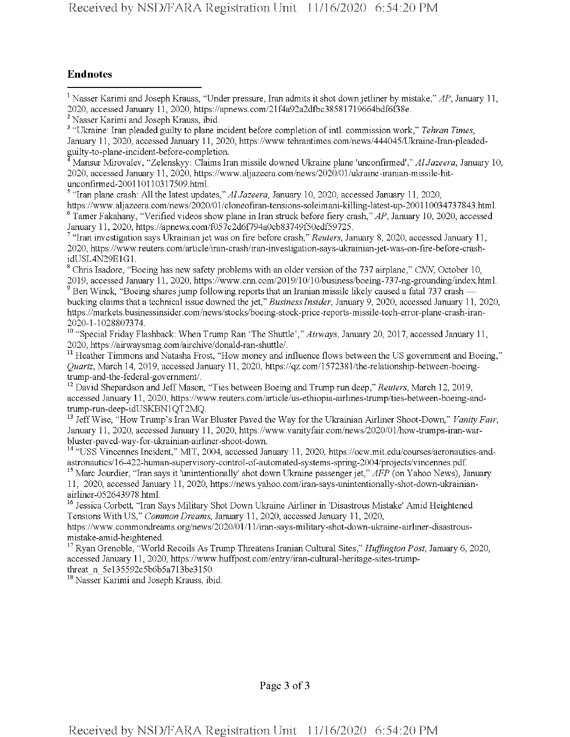## Endnotes

[1] Nasser Karimi and Joseph Krauss, "Under pressure, Iran admits it shot down jetliner by mistake," *AP*, January 11, 2020, accessed January 11, 2020, https://apnews.com/21f4a92a2dfbc38581719664bdf6f38e.

[2] Nasser Karimi and Joseph Krauss, ibid.

[3] "Ukraine: Iran pleaded guilty to plane incident before completion of intl. commission work," *Tehran Times*, January 11, 2020, accessed January 11, 2020, https://www.tehrantimes.com/news/444045/Ukraine-Iran-pleaded-guilty-to-plane-incident-before-completion.

[4] Mansur Mirovalev, "Zelenskyy: Claims Iran missile downed Ukraine plane 'unconfirmed'," *Al Jazeera*, January 10, 2020, accessed January 11, 2020, https://www.aljazeera.com/news/2020/01/ukraine-iranian-missile-hit-unconfirmed-200110110317509.html.

[5] "Iran plane crash: All the latest updates," *Al Jazeera*, January 10, 2020, accessed January 11, 2020, https://www.aljazeera.com/news/2020/01/cloneofiran-tensions-soleimani-killing-latest-up-200110034737843.html.

[6] Tamer Fakahany, "Verified videos show plane in Iran struck before fiery crash," *AP*, January 10, 2020, accessed January 11, 2020, https://apnews.com/f057c2d6f794a0cb83749f50edf59725.

[7] "Iran investigation says Ukrainian jet was on fire before crash," *Reuters*, January 8, 2020, accessed January 11, 2020, https://www.reuters.com/article/iran-crash/iran-investigation-says-ukrainian-jet-was-on-fire-before-crash-idUSL4N29E1G1.

[8] Chris Isadore, "Boeing has new safety problems with an older version of the 737 airplane," *CNN*, October 10, 2019, accessed January 11, 2020, https://www.cnn.com/2019/10/10/business/boeing-737-ng-grounding/index.html.

[9] Ben Winck, "Boeing shares jump following reports that an Iranian missile likely caused a fatal 737 crash — bucking claims that a technical issue downed the jet," *Business Insider*, January 9, 2020, accessed January 11, 2020, https://markets.businessinsider.com/news/stocks/boeing-stock-price-reports-missile-tech-error-plane-crash-iran-2020-1-1028807374.

[10] "Special Friday Flashback: When Trump Ran 'The Shuttle'," *Airways*, January 20, 2017, accessed January 11, 2020, https://airwaysmag.com/airchive/donald-ran-shuttle/.

[11] Heather Timmons and Natasha Frost, "How money and influence flows between the US government and Boeing," *Quartz*, March 14, 2019, accessed January 11, 2020, https://qz.com/1572381/the-relationship-between-boeing-trump-and-the-federal-government/.

[12] David Shepardson and Jeff Mason, "Ties between Boeing and Trump run deep," *Reuters*, March 12, 2019, accessed January 11, 2020, https://www.reuters.com/article/us-ethiopia-airlines-trump/ties-between-boeing-and-trump-run-deep-idUSKBN1QT2MQ.

[13] Jeff Wise, "How Trump's Iran War Bluster Paved the Way for the Ukrainian Airliner Shoot-Down," *Vanity Fair*, January 11, 2020, accessed January 11, 2020, https://www.vanityfair.com/news/2020/01/how-trumps-iran-war-bluster-paved-way-for-ukrainian-airliner-shoot-down.

[14] "USS Vincennes Incident," MIT, 2004, accessed January 11, 2020, https://ocw.mit.edu/courses/aeronautics-and-astronautics/16-422-human-supervisory-control-of-automated-systems-spring-2004/projects/vincennes.pdf.

[15] Marc Jourdier, "Iran says it 'unintentionally' shot down Ukraine passenger jet," *AFP* (on Yahoo News), January 11, 2020, accessed January 11, 2020, https://news.yahoo.com/iran-says-unintentionally-shot-down-ukrainian-airliner-052643978.html.

[16] Jessica Corbett, "Iran Says Military Shot Down Ukraine Airliner in 'Disastrous Mistake' Amid Heightened Tensions With US," *Common Dreams*, January 11, 2020, accessed January 11, 2020, https://www.commondreams.org/news/2020/01/11/iran-says-military-shot-down-ukraine-airliner-disastrous-mistake-amid-heightened.

[17] Ryan Grenoble, "World Recoils As Trump Threatens Iranian Cultural Sites," *Huffington Post*, January 6, 2020, accessed January 11, 2020, https://www.huffpost.com/entry/iran-cultural-heritage-sites-trump-threat_n_5e135592c5b6b5a713be3150.

[18] Nasser Karimi and Joseph Krauss, ibid.